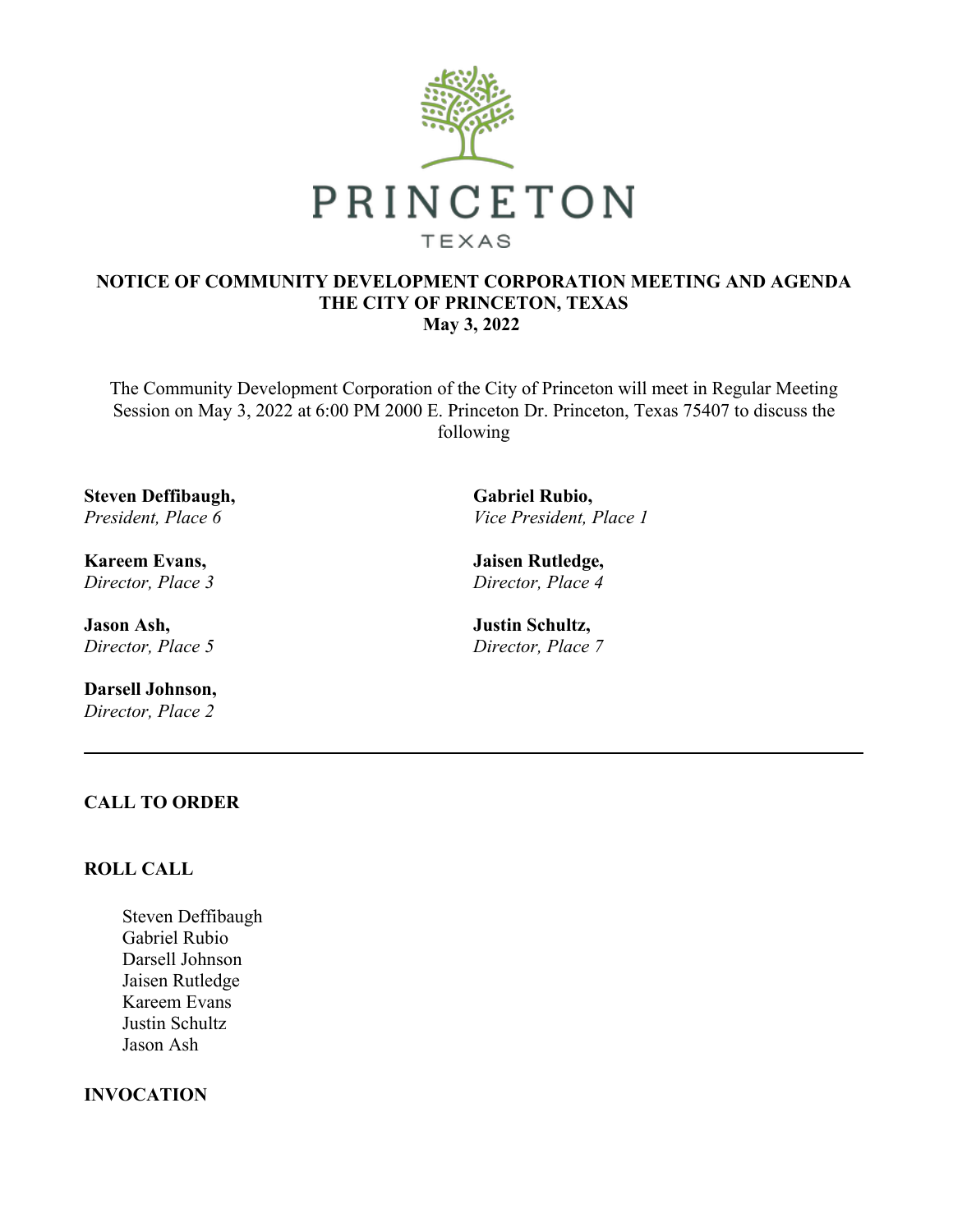PRINCETON

TEXAS

**NOTICE OF COMMUNITY DEVELOPMENT CORPORATION MEETING AND AGENDA**
**THE CITY OF PRINCETON, TEXAS**
**May 3, 2022**

The Community Development Corporation of the City of Princeton will meet in Regular Meeting Session on May 3, 2022 at 6:00 PM 2000 E. Princeton Dr. Princeton, Texas 75407 to discuss the following

**Steven Deffibaugh,**
*President, Place 6*

**Gabriel Rubio,**
*Vice President, Place 1*

**Kareem Evans,**
*Director, Place 3*

**Jaisen Rutledge,**
*Director, Place 4*

**Jason Ash,**
*Director, Place 5*

**Justin Schultz,**
*Director, Place 7*

**Darsell Johnson,**
*Director, Place 2*

---

**CALL TO ORDER**

**ROLL CALL**

Steven Deffibaugh
Gabriel Rubio
Darsell Johnson
Jaisen Rutledge
Kareem Evans
Justin Schultz
Jason Ash

**INVOCATION**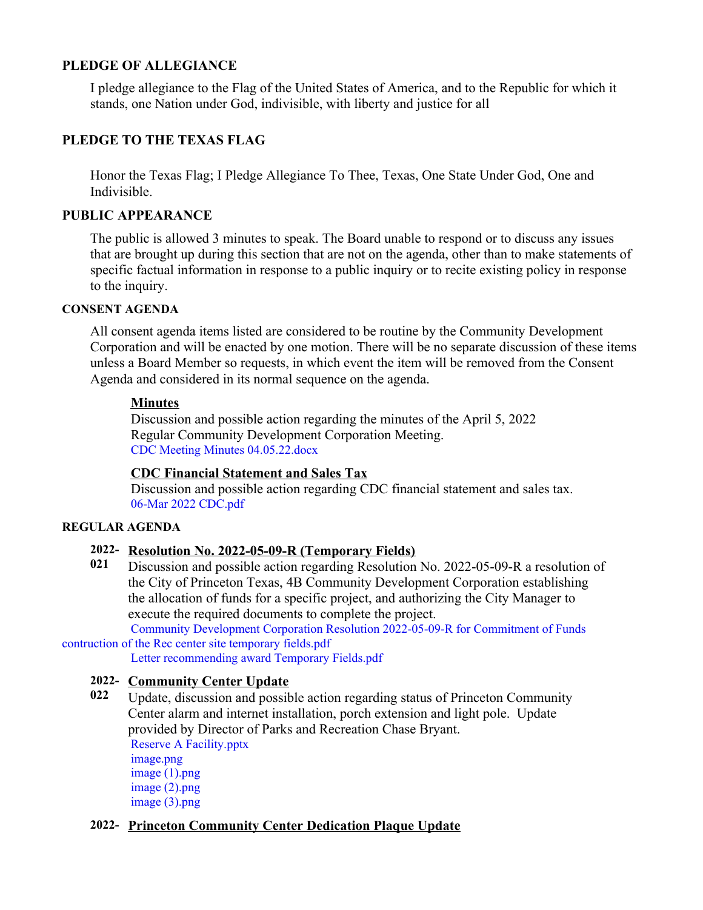## PLEDGE OF ALLEGIANCE

I pledge allegiance to the Flag of the United States of America, and to the Republic for which it stands, one Nation under God, indivisible, with liberty and justice for all

## PLEDGE TO THE TEXAS FLAG

Honor the Texas Flag; I Pledge Allegiance To Thee, Texas, One State Under God, One and Indivisible.

## PUBLIC APPEARANCE

The public is allowed 3 minutes to speak. The Board unable to respond or to discuss any issues that are brought up during this section that are not on the agenda, other than to make statements of specific factual information in response to a public inquiry or to recite existing policy in response to the inquiry.

## CONSENT AGENDA

All consent agenda items listed are considered to be routine by the Community Development Corporation and will be enacted by one motion. There will be no separate discussion of these items unless a Board Member so requests, in which event the item will be removed from the Consent Agenda and considered in its normal sequence on the agenda.

**Minutes**

Discussion and possible action regarding the minutes of the April 5, 2022 Regular Community Development Corporation Meeting.

CDC Meeting Minutes 04.05.22.docx

**CDC Financial Statement and Sales Tax**

Discussion and possible action regarding CDC financial statement and sales tax.

06-Mar 2022 CDC.pdf

## REGULAR AGENDA

**2022-021 Resolution No. 2022-05-09-R (Temporary Fields)**

Discussion and possible action regarding Resolution No. 2022-05-09-R a resolution of the City of Princeton Texas, 4B Community Development Corporation establishing the allocation of funds for a specific project, and authorizing the City Manager to execute the required documents to complete the project.

Community Development Corporation Resolution 2022-05-09-R for Commitment of Funds contruction of the Rec center site temporary fields.pdf

Letter recommending award Temporary Fields.pdf

**2022-022 Community Center Update**

Update, discussion and possible action regarding status of Princeton Community Center alarm and internet installation, porch extension and light pole. Update provided by Director of Parks and Recreation Chase Bryant.

Reserve A Facility.pptx

image.png

image (1).png

image (2).png

image (3).png

**2022- Princeton Community Center Dedication Plaque Update**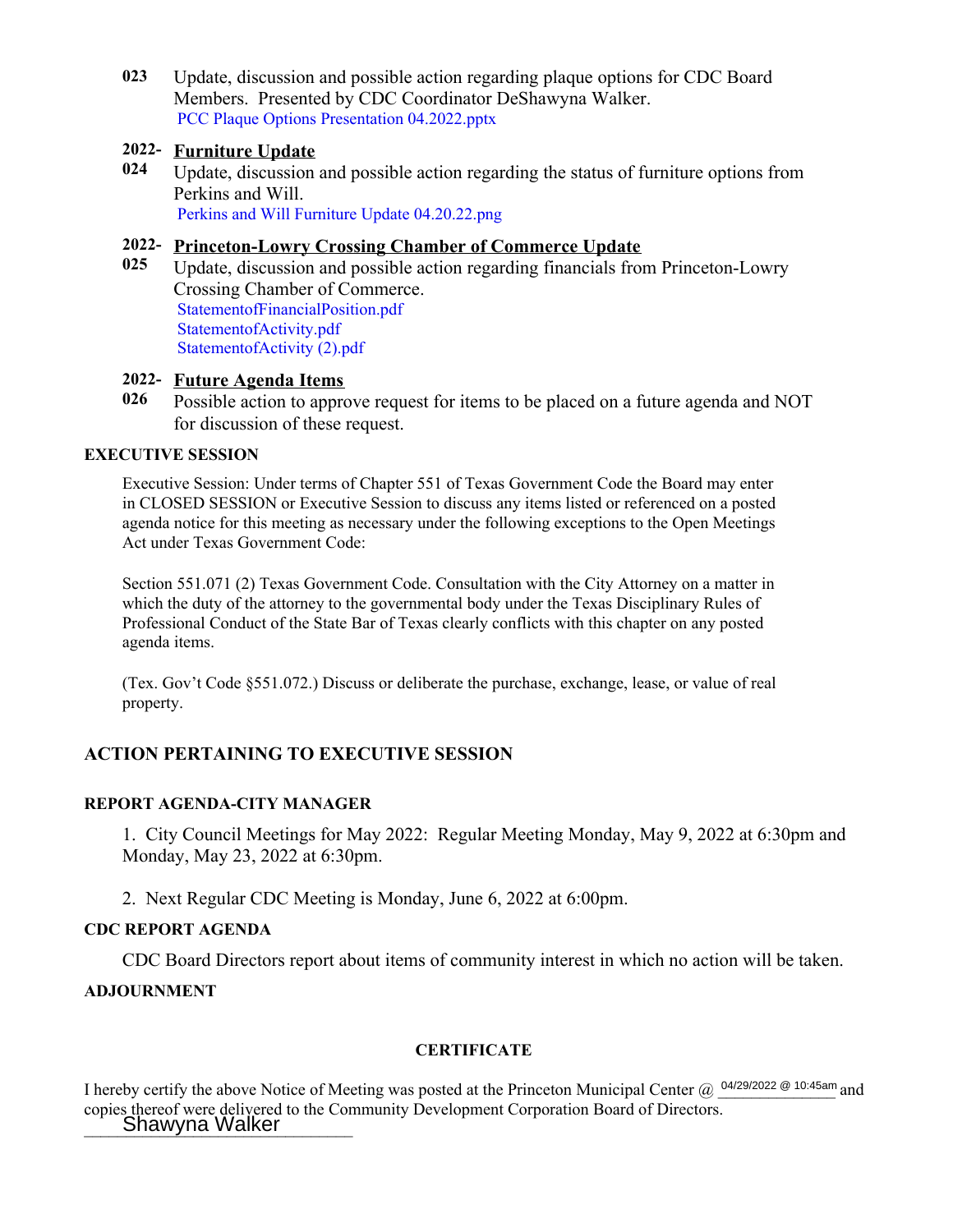**023** Update, discussion and possible action regarding plaque options for CDC Board Members. Presented by CDC Coordinator DeShawyna Walker.
PCC Plaque Options Presentation 04.2022.pptx

**2022-024** **Furniture Update**
Update, discussion and possible action regarding the status of furniture options from Perkins and Will.
Perkins and Will Furniture Update 04.20.22.png

**2022-025** **Princeton-Lowry Crossing Chamber of Commerce Update**
Update, discussion and possible action regarding financials from Princeton-Lowry Crossing Chamber of Commerce.
StatementofFinancialPosition.pdf
StatementofActivity.pdf
StatementofActivity (2).pdf

**2022-026** **Future Agenda Items**
Possible action to approve request for items to be placed on a future agenda and NOT for discussion of these request.

**EXECUTIVE SESSION**

Executive Session: Under terms of Chapter 551 of Texas Government Code the Board may enter in CLOSED SESSION or Executive Session to discuss any items listed or referenced on a posted agenda notice for this meeting as necessary under the following exceptions to the Open Meetings Act under Texas Government Code:

Section 551.071 (2) Texas Government Code. Consultation with the City Attorney on a matter in which the duty of the attorney to the governmental body under the Texas Disciplinary Rules of Professional Conduct of the State Bar of Texas clearly conflicts with this chapter on any posted agenda items.

(Tex. Gov't Code §551.072.) Discuss or deliberate the purchase, exchange, lease, or value of real property.

**ACTION PERTAINING TO EXECUTIVE SESSION**

**REPORT AGENDA-CITY MANAGER**

1. City Council Meetings for May 2022: Regular Meeting Monday, May 9, 2022 at 6:30pm and Monday, May 23, 2022 at 6:30pm.

2. Next Regular CDC Meeting is Monday, June 6, 2022 at 6:00pm.

**CDC REPORT AGENDA**

CDC Board Directors report about items of community interest in which no action will be taken.

**ADJOURNMENT**

**CERTIFICATE**

I hereby certify the above Notice of Meeting was posted at the Princeton Municipal Center @ 04/29/2022 @ 10:45am and copies thereof were delivered to the Community Development Corporation Board of Directors.

Shawyna Walker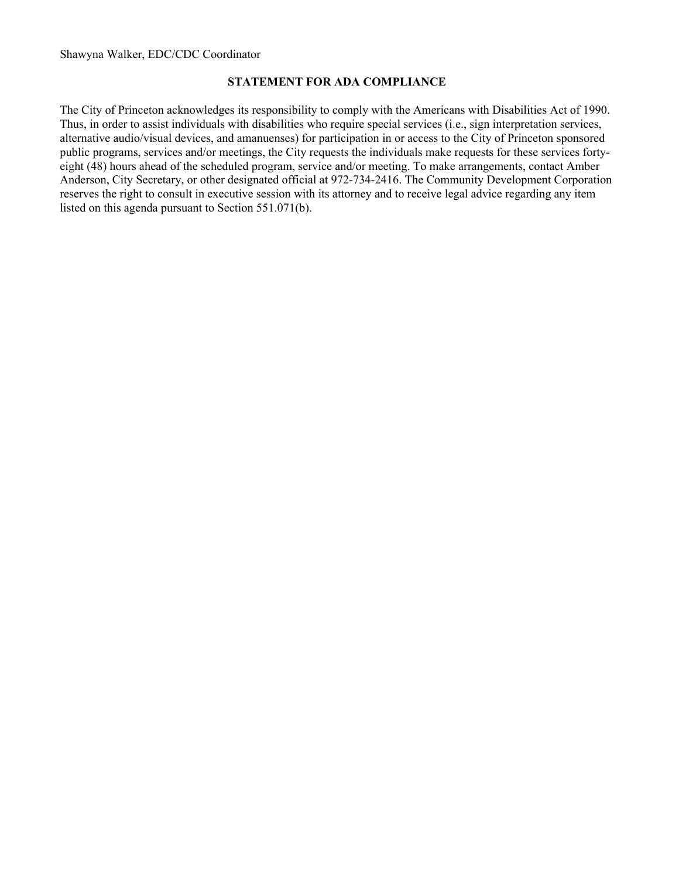Shawyna Walker, EDC/CDC Coordinator

**STATEMENT FOR ADA COMPLIANCE**

The City of Princeton acknowledges its responsibility to comply with the Americans with Disabilities Act of 1990. Thus, in order to assist individuals with disabilities who require special services (i.e., sign interpretation services, alternative audio/visual devices, and amanuenses) for participation in or access to the City of Princeton sponsored public programs, services and/or meetings, the City requests the individuals make requests for these services forty-eight (48) hours ahead of the scheduled program, service and/or meeting. To make arrangements, contact Amber Anderson, City Secretary, or other designated official at 972-734-2416. The Community Development Corporation reserves the right to consult in executive session with its attorney and to receive legal advice regarding any item listed on this agenda pursuant to Section 551.071(b).